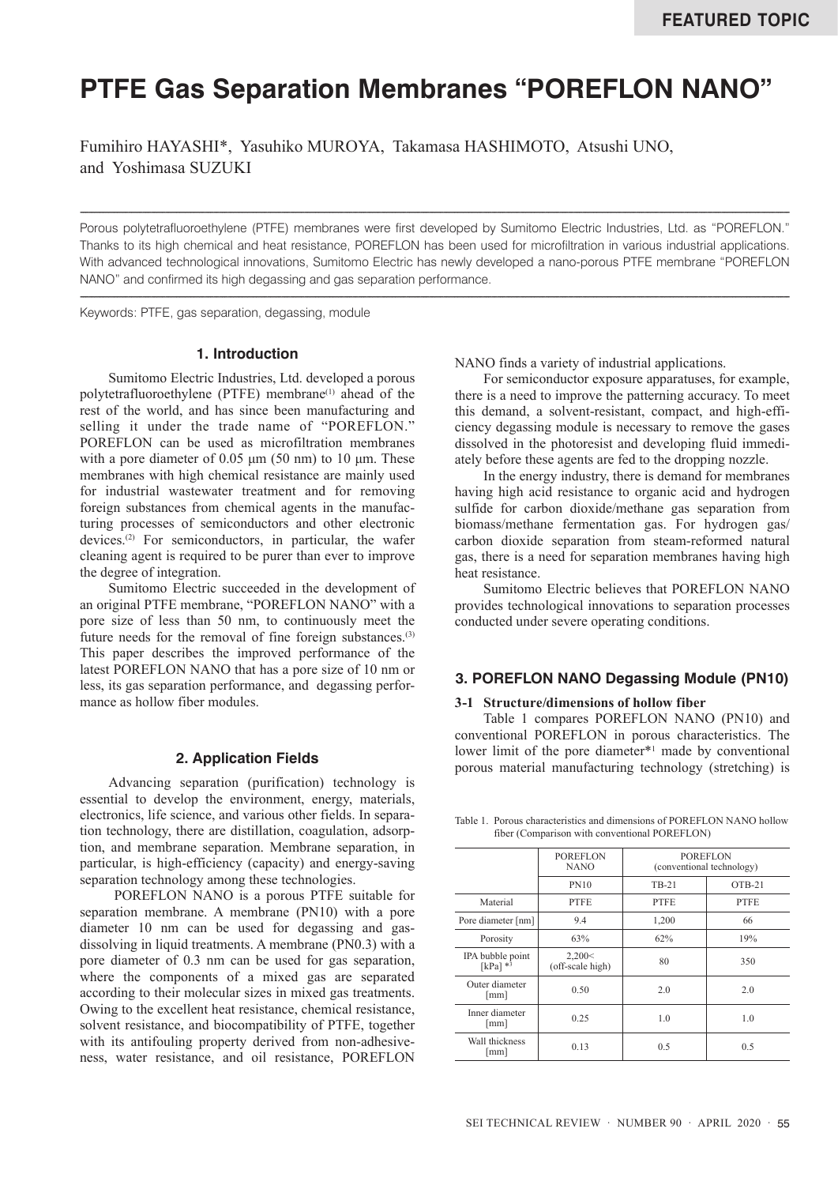# PTFE Gas Separation Membranes "POREFLON NANO"

Fumihiro HAYASHI*, Yasuhiko MUROYA, Takamasa HASHIMOTO, Atsushi UNO, and Yoshimasa SUZUKI

---

Porous polytetrafluoroethylene (PTFE) membranes were first developed by Sumitomo Electric Industries, Ltd. as "POREFLON." Thanks to its high chemical and heat resistance, POREFLON has been used for microfiltration in various industrial applications. With advanced technological innovations, Sumitomo Electric has newly developed a nano-porous PTFE membrane "POREFLON NANO" and confirmed its high degassing and gas separation performance.

---

Keywords: PTFE, gas separation, degassing, module

## 1. Introduction

Sumitomo Electric Industries, Ltd. developed a porous polytetrafluoroethylene (PTFE) membrane[1] ahead of the rest of the world, and has since been manufacturing and selling it under the trade name of "POREFLON." POREFLON can be used as microfiltration membranes with a pore diameter of 0.05 µm (50 nm) to 10 µm. These membranes with high chemical resistance are mainly used for industrial wastewater treatment and for removing foreign substances from chemical agents in the manufacturing processes of semiconductors and other electronic devices.[2] For semiconductors, in particular, the wafer cleaning agent is required to be purer than ever to improve the degree of integration.

Sumitomo Electric succeeded in the development of an original PTFE membrane, "POREFLON NANO" with a pore size of less than 50 nm, to continuously meet the future needs for the removal of fine foreign substances.[3] This paper describes the improved performance of the latest POREFLON NANO that has a pore size of 10 nm or less, its gas separation performance, and degassing performance as hollow fiber modules.

## 2. Application Fields

Advancing separation (purification) technology is essential to develop the environment, energy, materials, electronics, life science, and various other fields. In separation technology, there are distillation, coagulation, adsorption, and membrane separation. Membrane separation, in particular, is high-efficiency (capacity) and energy-saving separation technology among these technologies.

POREFLON NANO is a porous PTFE suitable for separation membrane. A membrane (PN10) with a pore diameter 10 nm can be used for degassing and gas-dissolving in liquid treatments. A membrane (PN0.3) with a pore diameter of 0.3 nm can be used for gas separation, where the components of a mixed gas are separated according to their molecular sizes in mixed gas treatments. Owing to the excellent heat resistance, chemical resistance, solvent resistance, and biocompatibility of PTFE, together with its antifouling property derived from non-adhesiveness, water resistance, and oil resistance, POREFLON NANO finds a variety of industrial applications.

For semiconductor exposure apparatuses, for example, there is a need to improve the patterning accuracy. To meet this demand, a solvent-resistant, compact, and high-efficiency degassing module is necessary to remove the gases dissolved in the photoresist and developing fluid immediately before these agents are fed to the dropping nozzle.

In the energy industry, there is demand for membranes having high acid resistance to organic acid and hydrogen sulfide for carbon dioxide/methane gas separation from biomass/methane fermentation gas. For hydrogen gas/carbon dioxide separation from steam-reformed natural gas, there is a need for separation membranes having high heat resistance.

Sumitomo Electric believes that POREFLON NANO provides technological innovations to separation processes conducted under severe operating conditions.

## 3. POREFLON NANO Degassing Module (PN10)

### 3-1 Structure/dimensions of hollow fiber

Table 1 compares POREFLON NANO (PN10) and conventional POREFLON in porous characteristics. The lower limit of the pore diameter*[1] made by conventional porous material manufacturing technology (stretching) is

Table 1. Porous characteristics and dimensions of POREFLON NANO hollow fiber (Comparison with conventional POREFLON)

| | POREFLON NANO | POREFLON (conventional technology) | |
|---|---|---|---|
| | PN10 | TB-21 | OTB-21 |
| Material | PTFE | PTFE | PTFE |
| Pore diameter [nm] | 9.4 | 1,200 | 66 |
| Porosity | 63% | 62% | 19% |
| IPA bubble point [kPa] *[3] | 2,200< (off-scale high) | 80 | 350 |
| Outer diameter [mm] | 0.50 | 2.0 | 2.0 |
| Inner diameter [mm] | 0.25 | 1.0 | 1.0 |
| Wall thickness [mm] | 0.13 | 0.5 | 0.5 |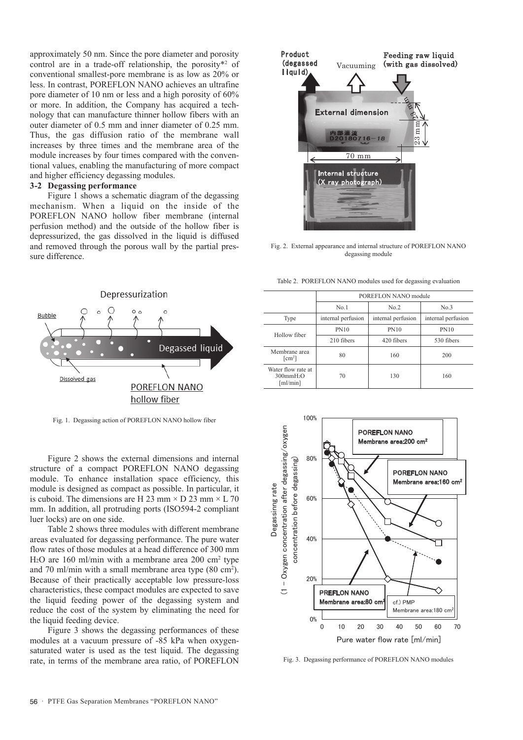approximately 50 nm. Since the pore diameter and porosity control are in a trade-off relationship, the porosity*2 of conventional smallest-pore membrane is as low as 20% or less. In contrast, POREFLON NANO achieves an ultrafine pore diameter of 10 nm or less and a high porosity of 60% or more. In addition, the Company has acquired a technology that can manufacture thinner hollow fibers with an outer diameter of 0.5 mm and inner diameter of 0.25 mm. Thus, the gas diffusion ratio of the membrane wall increases by three times and the membrane area of the module increases by four times compared with the conventional values, enabling the manufacturing of more compact and higher efficiency degassing modules.

### 3-2 Degassing performance

Figure 1 shows a schematic diagram of the degassing mechanism. When a liquid on the inside of the POREFLON NANO hollow fiber membrane (internal perfusion method) and the outside of the hollow fiber is depressurized, the gas dissolved in the liquid is diffused and removed through the porous wall by the partial pressure difference.

Fig. 1. Degassing action of POREFLON NANO hollow fiber

Figure 2 shows the external dimensions and internal structure of a compact POREFLON NANO degassing module. To enhance installation space efficiency, this module is designed as compact as possible. In particular, it is cuboid. The dimensions are H 23 mm × D 23 mm × L 70 mm. In addition, all protruding ports (ISO594-2 compliant luer locks) are on one side.

Table 2 shows three modules with different membrane areas evaluated for degassing performance. The pure water flow rates of those modules at a head difference of 300 mm $H_2O$ are 160 ml/min with a membrane area 200 $cm^2$ type and 70 ml/min with a small membrane area type (80 $cm^2$). Because of their practically acceptable low pressure-loss characteristics, these compact modules are expected to save the liquid feeding power of the degassing system and reduce the cost of the system by eliminating the need for the liquid feeding device.

Figure 3 shows the degassing performances of these modules at a vacuum pressure of -85 kPa when oxygen-saturated water is used as the test liquid. The degassing rate, in terms of the membrane area ratio, of POREFLON

Fig. 2. External appearance and internal structure of POREFLON NANO degassing module

Table 2. POREFLON NANO modules used for degassing evaluation

| | POREFLON NANO module | | |
|---|---|---|---|
| | No.1 | No.2 | No.3 |
| Type | internal perfusion | internal perfusion | internal perfusion |
| Hollow fiber | PN10 | PN10 | PN10 |
| | 210 fibers | 420 fibers | 530 fibers |
| Membrane area [$cm^2$] | 80 | 160 | 200 |
| Water flow rate at 300mm$H_2O$ [ml/min] | 70 | 130 | 160 |

Fig. 3. Degassing performance of POREFLON NANO modules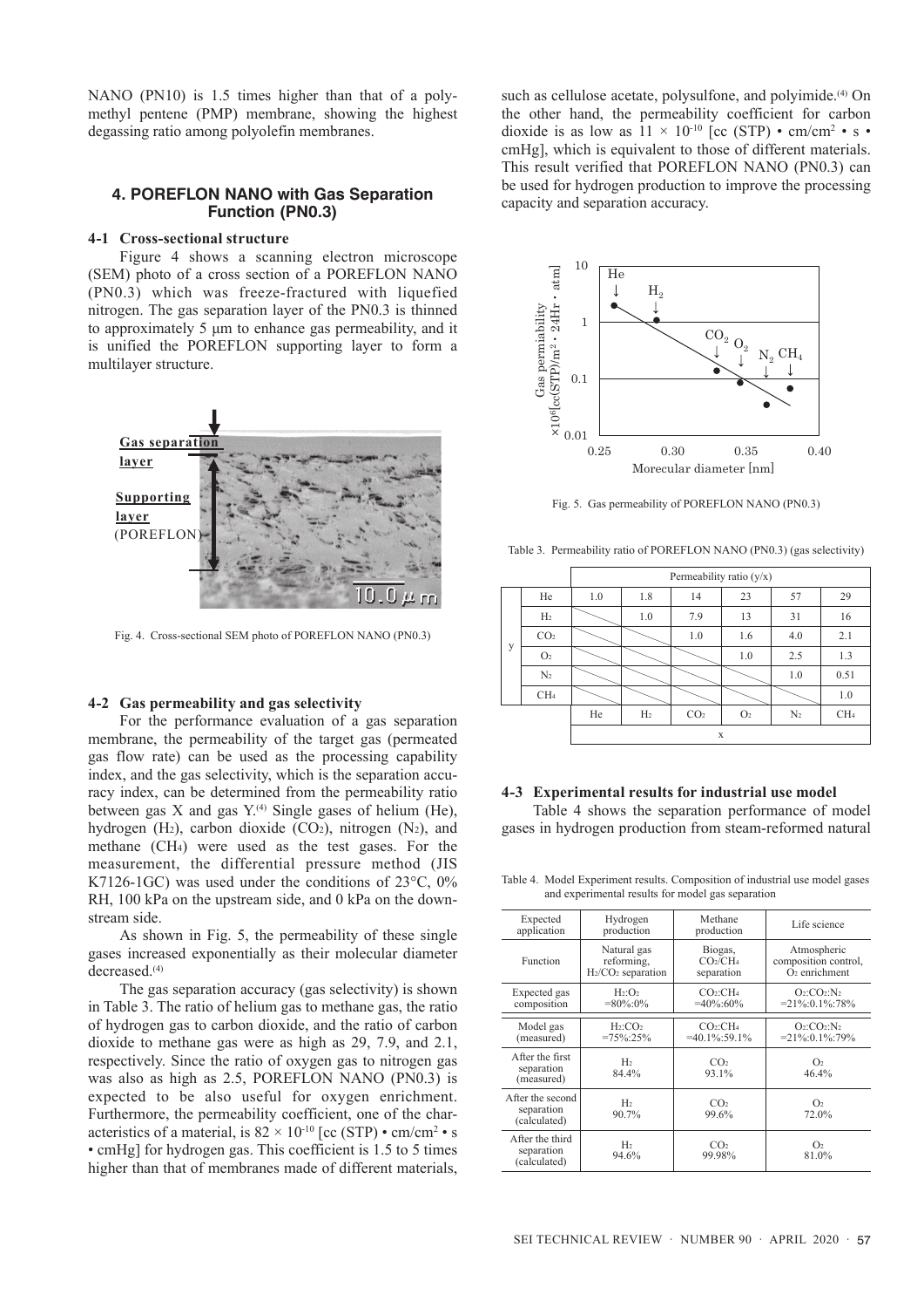NANO (PN10) is 1.5 times higher than that of a polymethyl pentene (PMP) membrane, showing the highest degassing ratio among polyolefin membranes.

## 4. POREFLON NANO with Gas Separation Function (PN0.3)

### 4-1 Cross-sectional structure

Figure 4 shows a scanning electron microscope (SEM) photo of a cross section of a POREFLON NANO (PN0.3) which was freeze-fractured with liquefied nitrogen. The gas separation layer of the PN0.3 is thinned to approximately 5 μm to enhance gas permeability, and it is unified the POREFLON supporting layer to form a multilayer structure.

Fig. 4. Cross-sectional SEM photo of POREFLON NANO (PN0.3)

### 4-2 Gas permeability and gas selectivity

For the performance evaluation of a gas separation membrane, the permeability of the target gas (permeated gas flow rate) can be used as the processing capability index, and the gas selectivity, which is the separation accuracy index, can be determined from the permeability ratio between gas X and gas Y.[4] Single gases of helium (He), hydrogen ($H_2$), carbon dioxide ($CO_2$), nitrogen ($N_2$), and methane ($CH_4$) were used as the test gases. For the measurement, the differential pressure method (JIS K7126-1GC) was used under the conditions of 23°C, 0% RH, 100 kPa on the upstream side, and 0 kPa on the downstream side.

As shown in Fig. 5, the permeability of these single gases increased exponentially as their molecular diameter decreased.[4]

The gas separation accuracy (gas selectivity) is shown in Table 3. The ratio of helium gas to methane gas, the ratio of hydrogen gas to carbon dioxide, and the ratio of carbon dioxide to methane gas were as high as 29, 7.9, and 2.1, respectively. Since the ratio of oxygen gas to nitrogen gas was also as high as 2.5, POREFLON NANO (PN0.3) is expected to be also useful for oxygen enrichment. Furthermore, the permeability coefficient, one of the characteristics of a material, is $82 \times 10^{-10}$ [cc (STP) • cm/cm$^2$ • s • cmHg] for hydrogen gas. This coefficient is 1.5 to 5 times higher than that of membranes made of different materials, such as cellulose acetate, polysulfone, and polyimide.[4] On the other hand, the permeability coefficient for carbon dioxide is as low as $11 \times 10^{-10}$ [cc (STP) • cm/cm$^2$ • s • cmHg], which is equivalent to those of different materials. This result verified that POREFLON NANO (PN0.3) can be used for hydrogen production to improve the processing capacity and separation accuracy.

Fig. 5. Gas permeability of POREFLON NANO (PN0.3)

Table 3. Permeability ratio of POREFLON NANO (PN0.3) (gas selectivity)

| | | Permeability ratio (y/x) | | | | | |
|---|---|---|---|---|---|---|---|
| y | He | 1.0 | 1.8 | 14 | 23 | 57 | 29 |
| | $H_2$ | | 1.0 | 7.9 | 13 | 31 | 16 |
| | $CO_2$ | | | 1.0 | 1.6 | 4.0 | 2.1 |
| | $O_2$ | | | | 1.0 | 2.5 | 1.3 |
| | $N_2$ | | | | | 1.0 | 0.51 |
| | $CH_4$ | | | | | | 1.0 |
| | | He | $H_2$ | $CO_2$ | $O_2$ | $N_2$ | $CH_4$ |
| | | x | | | | | |

### 4-3 Experimental results for industrial use model

Table 4 shows the separation performance of model gases in hydrogen production from steam-reformed natural

Table 4. Model Experiment results. Composition of industrial use model gases and experimental results for model gas separation

| Expected application | Hydrogen production | Methane production | Life science |
|---|---|---|---|
| Function | Natural gas reforming, $H_2/CO_2$ separation | Biogas, $CO_2/CH_4$ separation | Atmospheric composition control, $O_2$ enrichment |
| Expected gas composition | $H_2$:$O_2$ =80%:0% | $CO_2$:$CH_4$ =40%:60% | $O_2$:$CO_2$:$N_2$ =21%:0.1%:78% |
| Model gas (measured) | $H_2$:$CO_2$ =75%:25% | $CO_2$:$CH_4$ =40.1%:59.1% | $O_2$:$CO_2$:$N_2$ =21%:0.1%:79% |
| After the first separation (measured) | $H_2$ 84.4% | $CO_2$ 93.1% | $O_2$ 46.4% |
| After the second separation (calculated) | $H_2$ 90.7% | $CO_2$ 99.6% | $O_2$ 72.0% |
| After the third separation (calculated) | $H_2$ 94.6% | $CO_2$ 99.98% | $O_2$ 81.0% |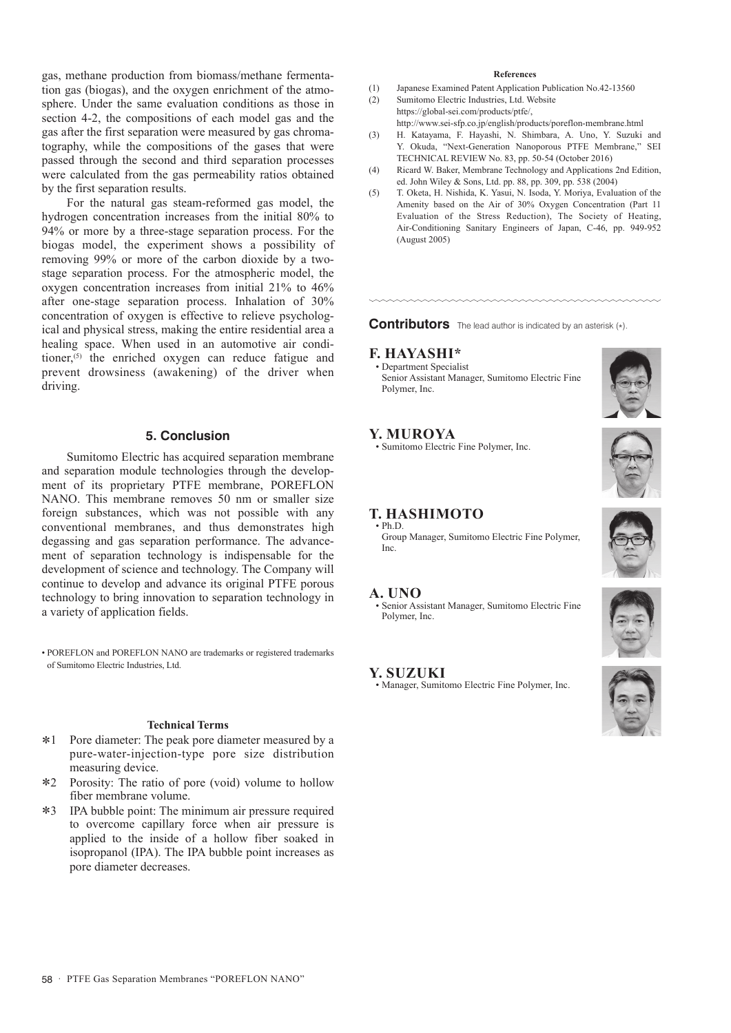gas, methane production from biomass/methane fermentation gas (biogas), and the oxygen enrichment of the atmosphere. Under the same evaluation conditions as those in section 4-2, the compositions of each model gas and the gas after the first separation were measured by gas chromatography, while the compositions of the gases that were passed through the second and third separation processes were calculated from the gas permeability ratios obtained by the first separation results.

For the natural gas steam-reformed gas model, the hydrogen concentration increases from the initial 80% to 94% or more by a three-stage separation process. For the biogas model, the experiment shows a possibility of removing 99% or more of the carbon dioxide by a two-stage separation process. For the atmospheric model, the oxygen concentration increases from initial 21% to 46% after one-stage separation process. Inhalation of 30% concentration of oxygen is effective to relieve psychological and physical stress, making the entire residential area a healing space. When used in an automotive air conditioner,[5] the enriched oxygen can reduce fatigue and prevent drowsiness (awakening) of the driver when driving.

## 5. Conclusion

Sumitomo Electric has acquired separation membrane and separation module technologies through the development of its proprietary PTFE membrane, POREFLON NANO. This membrane removes 50 nm or smaller size foreign substances, which was not possible with any conventional membranes, and thus demonstrates high degassing and gas separation performance. The advancement of separation technology is indispensable for the development of science and technology. The Company will continue to develop and advance its original PTFE porous technology to bring innovation to separation technology in a variety of application fields.

• POREFLON and POREFLON NANO are trademarks or registered trademarks of Sumitomo Electric Industries, Ltd.

### Technical Terms

*1 Pore diameter: The peak pore diameter measured by a pure-water-injection-type pore size distribution measuring device.

*2 Porosity: The ratio of pore (void) volume to hollow fiber membrane volume.

*3 IPA bubble point: The minimum air pressure required to overcome capillary force when air pressure is applied to the inside of a hollow fiber soaked in isopropanol (IPA). The IPA bubble point increases as pore diameter decreases.

### References

(1) Japanese Examined Patent Application Publication No.42-13560

(2) Sumitomo Electric Industries, Ltd. Website https://global-sei.com/products/ptfe/, http://www.sei-sfp.co.jp/english/products/poreflon-membrane.html

(3) H. Katayama, F. Hayashi, N. Shimbara, A. Uno, Y. Suzuki and Y. Okuda, "Next-Generation Nanoporous PTFE Membrane," SEI TECHNICAL REVIEW No. 83, pp. 50-54 (October 2016)

(4) Ricard W. Baker, Membrane Technology and Applications 2nd Edition, ed. John Wiley & Sons, Ltd. pp. 88, pp. 309, pp. 538 (2004)

(5) T. Oketa, H. Nishida, K. Yasui, N. Isoda, Y. Moriya, Evaluation of the Amenity based on the Air of 30% Oxygen Concentration (Part 11 Evaluation of the Stress Reduction), The Society of Heating, Air-Conditioning Sanitary Engineers of Japan, C-46, pp. 949-952 (August 2005)

## Contributors

The lead author is indicated by an asterisk (*).

**F. HAYASHI***
• Department Specialist
Senior Assistant Manager, Sumitomo Electric Fine Polymer, Inc.

**Y. MUROYA**
• Sumitomo Electric Fine Polymer, Inc.

**T. HASHIMOTO**
• Ph.D.
Group Manager, Sumitomo Electric Fine Polymer, Inc.

**A. UNO**
• Senior Assistant Manager, Sumitomo Electric Fine Polymer, Inc.

**Y. SUZUKI**
• Manager, Sumitomo Electric Fine Polymer, Inc.